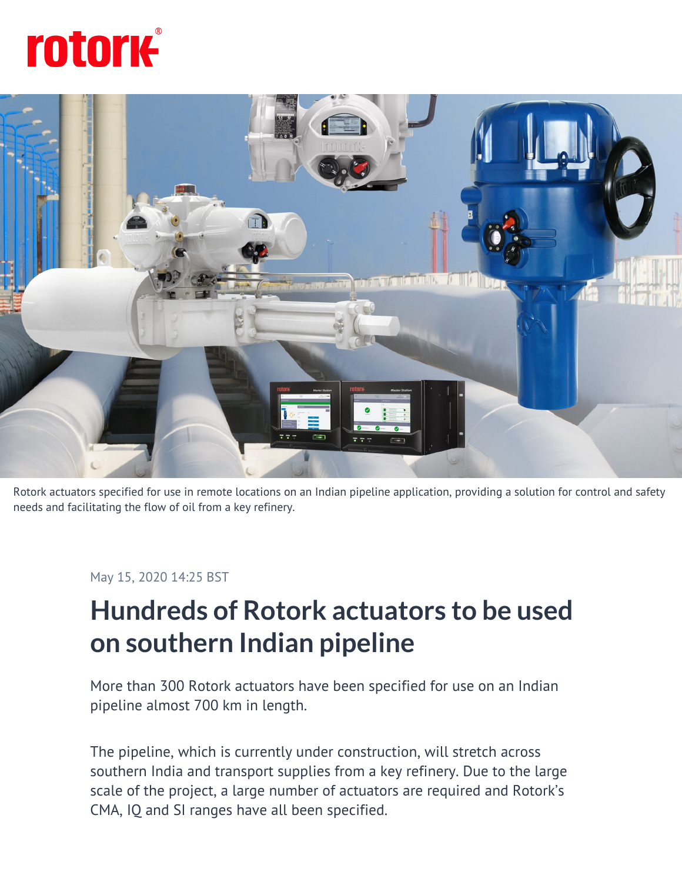rotork®

Rotork actuators specified for use in remote locations on an Indian pipeline application, providing a solution for control and safety needs and facilitating the flow of oil from a key refinery.

May 15, 2020 14:25 BST

# Hundreds of Rotork actuators to be used on southern Indian pipeline

More than 300 Rotork actuators have been specified for use on an Indian pipeline almost 700 km in length.

The pipeline, which is currently under construction, will stretch across southern India and transport supplies from a key refinery. Due to the large scale of the project, a large number of actuators are required and Rotork's CMA, IQ and SI ranges have all been specified.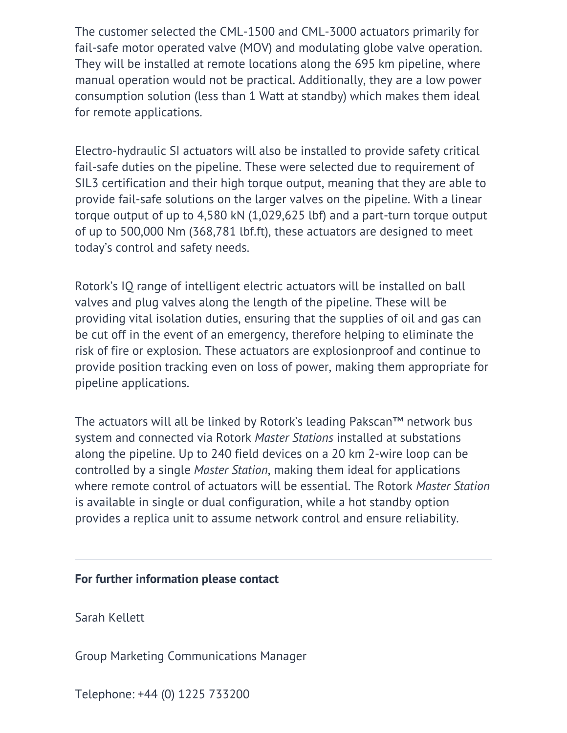The customer selected the CML-1500 and CML-3000 actuators primarily for fail-safe motor operated valve (MOV) and modulating globe valve operation. They will be installed at remote locations along the 695 km pipeline, where manual operation would not be practical. Additionally, they are a low power consumption solution (less than 1 Watt at standby) which makes them ideal for remote applications.

Electro-hydraulic SI actuators will also be installed to provide safety critical fail-safe duties on the pipeline. These were selected due to requirement of SIL3 certification and their high torque output, meaning that they are able to provide fail-safe solutions on the larger valves on the pipeline. With a linear torque output of up to 4,580 kN (1,029,625 lbf) and a part-turn torque output of up to 500,000 Nm (368,781 lbf.ft), these actuators are designed to meet today's control and safety needs.

Rotork's IQ range of intelligent electric actuators will be installed on ball valves and plug valves along the length of the pipeline. These will be providing vital isolation duties, ensuring that the supplies of oil and gas can be cut off in the event of an emergency, therefore helping to eliminate the risk of fire or explosion. These actuators are explosionproof and continue to provide position tracking even on loss of power, making them appropriate for pipeline applications.

The actuators will all be linked by Rotork's leading Pakscan™ network bus system and connected via Rotork *Master Stations* installed at substations along the pipeline. Up to 240 field devices on a 20 km 2-wire loop can be controlled by a single *Master Station*, making them ideal for applications where remote control of actuators will be essential. The Rotork *Master Station* is available in single or dual configuration, while a hot standby option provides a replica unit to assume network control and ensure reliability.

---

**For further information please contact**

Sarah Kellett

Group Marketing Communications Manager

Telephone: +44 (0) 1225 733200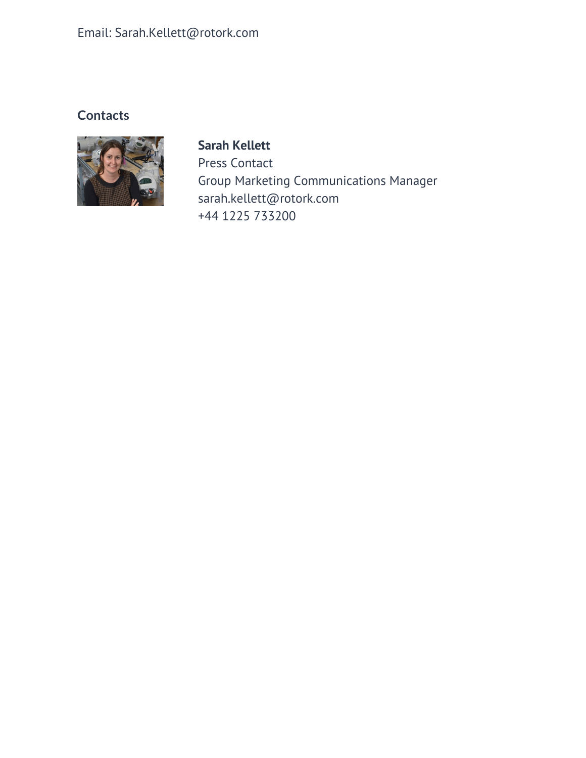Email: Sarah.Kellett@rotork.com

## Contacts

**Sarah Kellett**
Press Contact
Group Marketing Communications Manager
sarah.kellett@rotork.com
+44 1225 733200